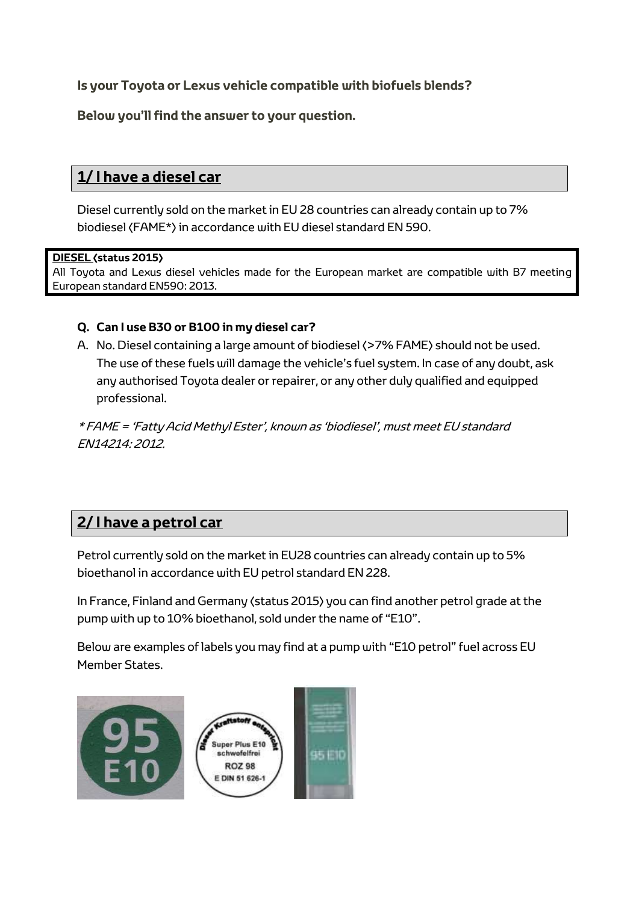**Is your Toyota or Lexus vehicle compatible with biofuels blends?**

**Below you'll find the answer to your question.**

## 1/ I have a diesel car

Diesel currently sold on the market in EU 28 countries can already contain up to 7% biodiesel (FAME*) in accordance with EU diesel standard EN 590.

**DIESEL (status 2015)**
All Toyota and Lexus diesel vehicles made for the European market are compatible with B7 meeting European standard EN590: 2013.

**Q. Can I use B30 or B100 in my diesel car?**

A. No. Diesel containing a large amount of biodiesel (>7% FAME) should not be used. The use of these fuels will damage the vehicle's fuel system. In case of any doubt, ask any authorised Toyota dealer or repairer, or any other duly qualified and equipped professional.

*\* FAME = 'Fatty Acid Methyl Ester', known as 'biodiesel', must meet EU standard EN14214: 2012.*

## 2/ I have a petrol car

Petrol currently sold on the market in EU28 countries can already contain up to 5% bioethanol in accordance with EU petrol standard EN 228.

In France, Finland and Germany (status 2015) you can find another petrol grade at the pump with up to 10% bioethanol, sold under the name of "E10".

Below are examples of labels you may find at a pump with "E10 petrol" fuel across EU Member States.

95 E10

Dieser Kraftstoff entspricht
Super Plus E10
schwefelfrei
ROZ 98
E DIN 51 626-1

95 E10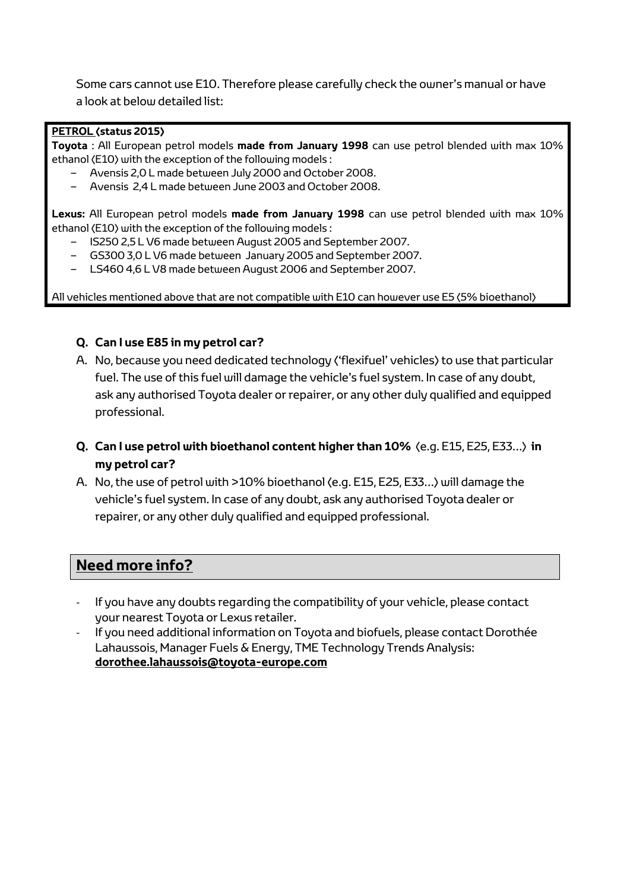Some cars cannot use E10. Therefore please carefully check the owner's manual or have a look at below detailed list:

**PETROL (status 2015)**

**Toyota** : All European petrol models **made from January 1998** can use petrol blended with max 10% ethanol (E10) with the exception of the following models :

- Avensis 2,0 L made between July 2000 and October 2008.
- Avensis 2,4 L made between June 2003 and October 2008.

**Lexus:** All European petrol models **made from January 1998** can use petrol blended with max 10% ethanol (E10) with the exception of the following models :

- IS250 2,5 L V6 made between August 2005 and September 2007.
- GS300 3,0 L V6 made between January 2005 and September 2007.
- LS460 4,6 L V8 made between August 2006 and September 2007.

All vehicles mentioned above that are not compatible with E10 can however use E5 (5% bioethanol)

**Q. Can I use E85 in my petrol car?**

A. No, because you need dedicated technology ('flexifuel' vehicles) to use that particular fuel. The use of this fuel will damage the vehicle's fuel system. In case of any doubt, ask any authorised Toyota dealer or repairer, or any other duly qualified and equipped professional.

**Q. Can I use petrol with bioethanol content higher than 10%** (e.g. E15, E25, E33…) **in my petrol car?**

A. No, the use of petrol with >10% bioethanol (e.g. E15, E25, E33…) will damage the vehicle's fuel system. In case of any doubt, ask any authorised Toyota dealer or repairer, or any other duly qualified and equipped professional.

## Need more info?

- If you have any doubts regarding the compatibility of your vehicle, please contact your nearest Toyota or Lexus retailer.
- If you need additional information on Toyota and biofuels, please contact Dorothée Lahaussois, Manager Fuels & Energy, TME Technology Trends Analysis: **dorothee.lahaussois@toyota-europe.com**